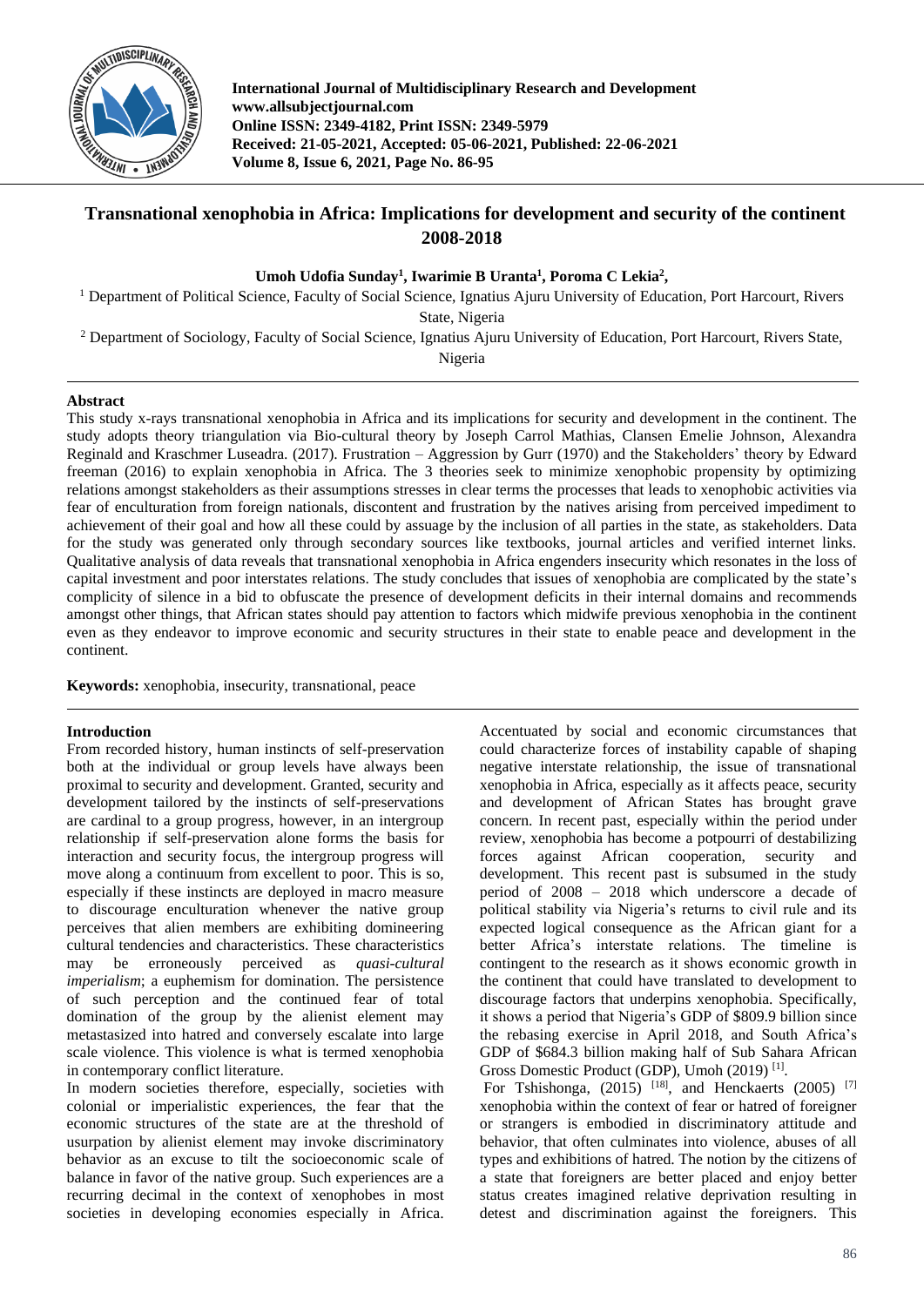# Transnational xenophobia in Africa: Implications for development and security of the continent 2008-2018

**Umoh Udofia Sunday[1], Iwarimie B Uranta[1], Poroma C Lekia[2],**

[1] Department of Political Science, Faculty of Social Science, Ignatius Ajuru University of Education, Port Harcourt, Rivers State, Nigeria

[2] Department of Sociology, Faculty of Social Science, Ignatius Ajuru University of Education, Port Harcourt, Rivers State, Nigeria

## Abstract

This study x-rays transnational xenophobia in Africa and its implications for security and development in the continent. The study adopts theory triangulation via Bio-cultural theory by Joseph Carrol Mathias, Clansen Emelie Johnson, Alexandra Reginald and Kraschmer Luseadra. (2017). Frustration – Aggression by Gurr (1970) and the Stakeholders' theory by Edward freeman (2016) to explain xenophobia in Africa. The 3 theories seek to minimize xenophobic propensity by optimizing relations amongst stakeholders as their assumptions stresses in clear terms the processes that leads to xenophobic activities via fear of enculturation from foreign nationals, discontent and frustration by the natives arising from perceived impediment to achievement of their goal and how all these could by assuage by the inclusion of all parties in the state, as stakeholders. Data for the study was generated only through secondary sources like textbooks, journal articles and verified internet links. Qualitative analysis of data reveals that transnational xenophobia in Africa engenders insecurity which resonates in the loss of capital investment and poor interstates relations. The study concludes that issues of xenophobia are complicated by the state's complicity of silence in a bid to obfuscate the presence of development deficits in their internal domains and recommends amongst other things, that African states should pay attention to factors which midwife previous xenophobia in the continent even as they endeavor to improve economic and security structures in their state to enable peace and development in the continent.

**Keywords:** xenophobia, insecurity, transnational, peace

## Introduction

From recorded history, human instincts of self-preservation both at the individual or group levels have always been proximal to security and development. Granted, security and development tailored by the instincts of self-preservations are cardinal to a group progress, however, in an intergroup relationship if self-preservation alone forms the basis for interaction and security focus, the intergroup progress will move along a continuum from excellent to poor. This is so, especially if these instincts are deployed in macro measure to discourage enculturation whenever the native group perceives that alien members are exhibiting domineering cultural tendencies and characteristics. These characteristics may be erroneously perceived as *quasi-cultural imperialism*; a euphemism for domination. The persistence of such perception and the continued fear of total domination of the group by the alienist element may metastasized into hatred and conversely escalate into large scale violence. This violence is what is termed xenophobia in contemporary conflict literature.

In modern societies therefore, especially, societies with colonial or imperialistic experiences, the fear that the economic structures of the state are at the threshold of usurpation by alienist element may invoke discriminatory behavior as an excuse to tilt the socioeconomic scale of balance in favor of the native group. Such experiences are a recurring decimal in the context of xenophobes in most societies in developing economies especially in Africa. Accentuated by social and economic circumstances that could characterize forces of instability capable of shaping negative interstate relationship, the issue of transnational xenophobia in Africa, especially as it affects peace, security and development of African States has brought grave concern. In recent past, especially within the period under review, xenophobia has become a potpourri of destabilizing forces against African cooperation, security and development. This recent past is subsumed in the study period of 2008 – 2018 which underscore a decade of political stability via Nigeria's returns to civil rule and its expected logical consequence as the African giant for a better Africa's interstate relations. The timeline is contingent to the research as it shows economic growth in the continent that could have translated to development to discourage factors that underpins xenophobia. Specifically, it shows a period that Nigeria's GDP of $809.9 billion since the rebasing exercise in April 2018, and South Africa's GDP of $684.3 billion making half of Sub Sahara African Gross Domestic Product (GDP), Umoh (2019) [1].

For Tshishonga, (2015) [18], and Henckaerts (2005) [7] xenophobia within the context of fear or hatred of foreigner or strangers is embodied in discriminatory attitude and behavior, that often culminates into violence, abuses of all types and exhibitions of hatred. The notion by the citizens of a state that foreigners are better placed and enjoy better status creates imagined relative deprivation resulting in detest and discrimination against the foreigners. This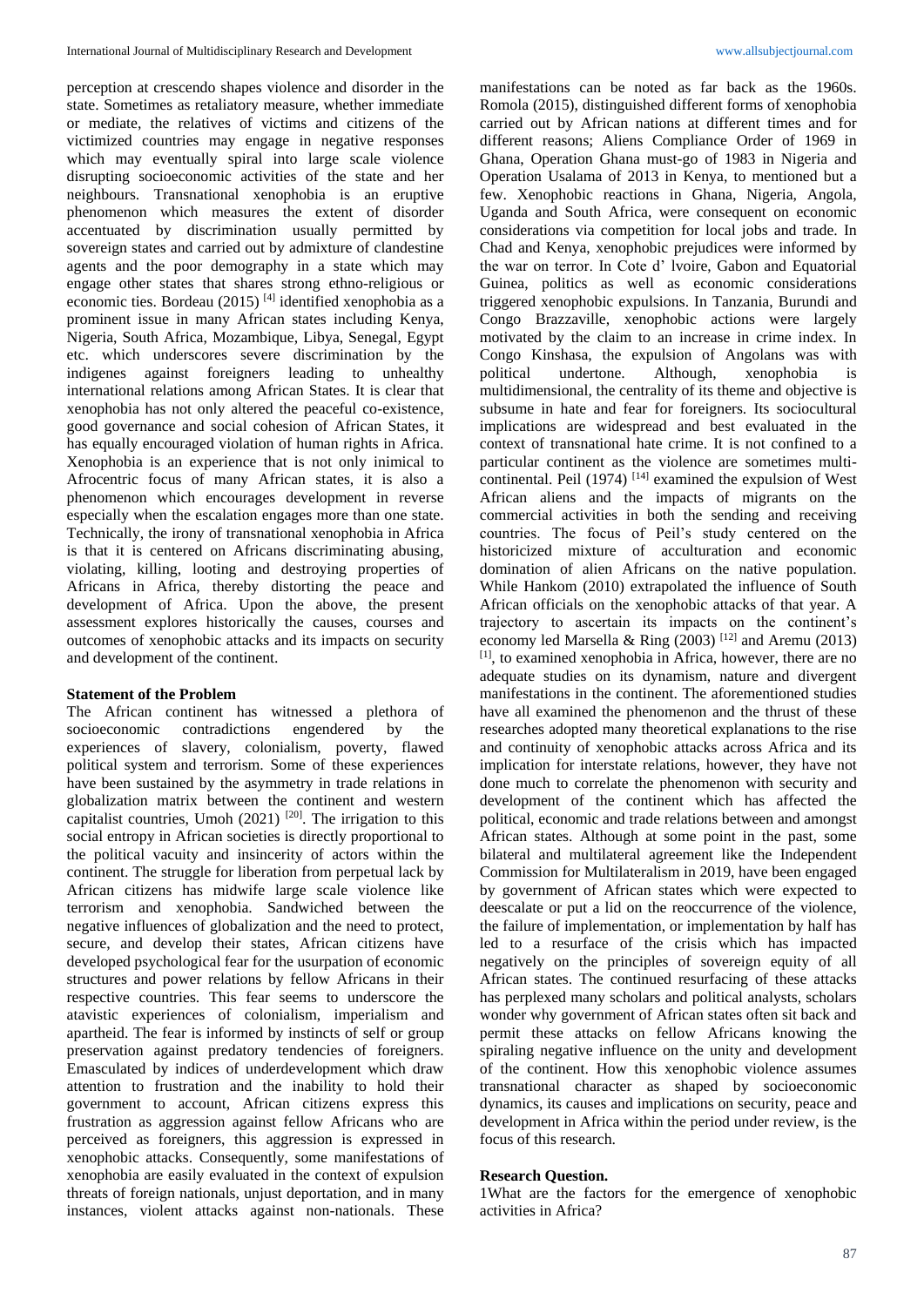perception at crescendo shapes violence and disorder in the state. Sometimes as retaliatory measure, whether immediate or mediate, the relatives of victims and citizens of the victimized countries may engage in negative responses which may eventually spiral into large scale violence disrupting socioeconomic activities of the state and her neighbours. Transnational xenophobia is an eruptive phenomenon which measures the extent of disorder accentuated by discrimination usually permitted by sovereign states and carried out by admixture of clandestine agents and the poor demography in a state which may engage other states that shares strong ethno-religious or economic ties. Bordeau (2015) [4] identified xenophobia as a prominent issue in many African states including Kenya, Nigeria, South Africa, Mozambique, Libya, Senegal, Egypt etc. which underscores severe discrimination by the indigenes against foreigners leading to unhealthy international relations among African States. It is clear that xenophobia has not only altered the peaceful co-existence, good governance and social cohesion of African States, it has equally encouraged violation of human rights in Africa. Xenophobia is an experience that is not only inimical to Afrocentric focus of many African states, it is also a phenomenon which encourages development in reverse especially when the escalation engages more than one state. Technically, the irony of transnational xenophobia in Africa is that it is centered on Africans discriminating abusing, violating, killing, looting and destroying properties of Africans in Africa, thereby distorting the peace and development of Africa. Upon the above, the present assessment explores historically the causes, courses and outcomes of xenophobic attacks and its impacts on security and development of the continent.

**Statement of the Problem**

The African continent has witnessed a plethora of socioeconomic contradictions engendered by the experiences of slavery, colonialism, poverty, flawed political system and terrorism. Some of these experiences have been sustained by the asymmetry in trade relations in globalization matrix between the continent and western capitalist countries, Umoh (2021) [20]. The irrigation to this social entropy in African societies is directly proportional to the political vacuity and insincerity of actors within the continent. The struggle for liberation from perpetual lack by African citizens has midwife large scale violence like terrorism and xenophobia. Sandwiched between the negative influences of globalization and the need to protect, secure, and develop their states, African citizens have developed psychological fear for the usurpation of economic structures and power relations by fellow Africans in their respective countries. This fear seems to underscore the atavistic experiences of colonialism, imperialism and apartheid. The fear is informed by instincts of self or group preservation against predatory tendencies of foreigners. Emasculated by indices of underdevelopment which draw attention to frustration and the inability to hold their government to account, African citizens express this frustration as aggression against fellow Africans who are perceived as foreigners, this aggression is expressed in xenophobic attacks. Consequently, some manifestations of xenophobia are easily evaluated in the context of expulsion threats of foreign nationals, unjust deportation, and in many instances, violent attacks against non-nationals. These manifestations can be noted as far back as the 1960s. Romola (2015), distinguished different forms of xenophobia carried out by African nations at different times and for different reasons; Aliens Compliance Order of 1969 in Ghana, Operation Ghana must-go of 1983 in Nigeria and Operation Usalama of 2013 in Kenya, to mentioned but a few. Xenophobic reactions in Ghana, Nigeria, Angola, Uganda and South Africa, were consequent on economic considerations via competition for local jobs and trade. In Chad and Kenya, xenophobic prejudices were informed by the war on terror. In Cote d' lvoire, Gabon and Equatorial Guinea, politics as well as economic considerations triggered xenophobic expulsions. In Tanzania, Burundi and Congo Brazzaville, xenophobic actions were largely motivated by the claim to an increase in crime index. In Congo Kinshasa, the expulsion of Angolans was with political undertone. Although, xenophobia is multidimensional, the centrality of its theme and objective is subsume in hate and fear for foreigners. Its sociocultural implications are widespread and best evaluated in the context of transnational hate crime. It is not confined to a particular continent as the violence are sometimes multi-continental. Peil (1974) [14] examined the expulsion of West African aliens and the impacts of migrants on the commercial activities in both the sending and receiving countries. The focus of Peil's study centered on the historicized mixture of acculturation and economic domination of alien Africans on the native population. While Hankom (2010) extrapolated the influence of South African officials on the xenophobic attacks of that year. A trajectory to ascertain its impacts on the continent's economy led Marsella & Ring (2003) [12] and Aremu (2013) [1], to examined xenophobia in Africa, however, there are no adequate studies on its dynamism, nature and divergent manifestations in the continent. The aforementioned studies have all examined the phenomenon and the thrust of these researches adopted many theoretical explanations to the rise and continuity of xenophobic attacks across Africa and its implication for interstate relations, however, they have not done much to correlate the phenomenon with security and development of the continent which has affected the political, economic and trade relations between and amongst African states. Although at some point in the past, some bilateral and multilateral agreement like the Independent Commission for Multilateralism in 2019, have been engaged by government of African states which were expected to deescalate or put a lid on the reoccurrence of the violence, the failure of implementation, or implementation by half has led to a resurface of the crisis which has impacted negatively on the principles of sovereign equity of all African states. The continued resurfacing of these attacks has perplexed many scholars and political analysts, scholars wonder why government of African states often sit back and permit these attacks on fellow Africans knowing the spiraling negative influence on the unity and development of the continent. How this xenophobic violence assumes transnational character as shaped by socioeconomic dynamics, its causes and implications on security, peace and development in Africa within the period under review, is the focus of this research.

**Research Question.**

1What are the factors for the emergence of xenophobic activities in Africa?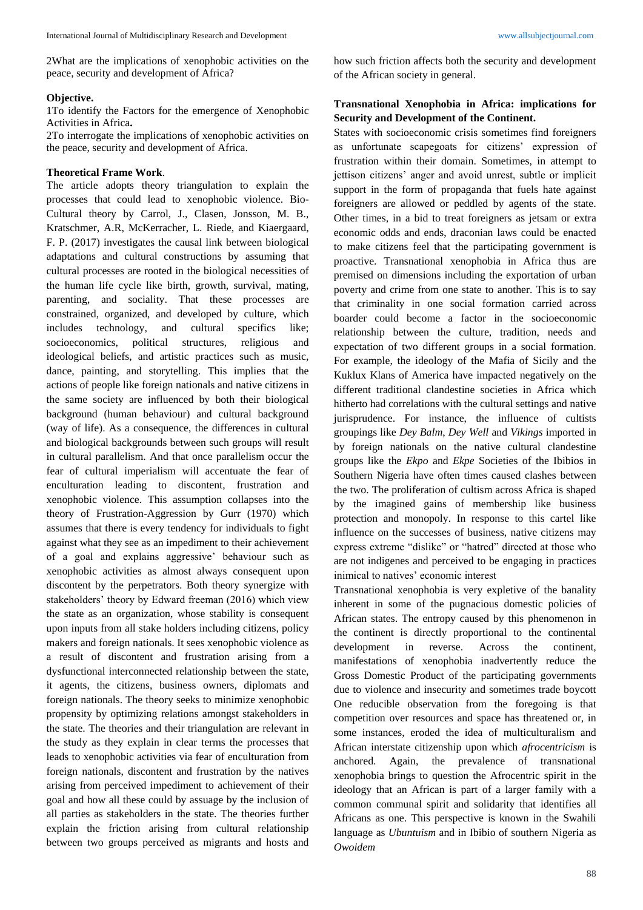2What are the implications of xenophobic activities on the peace, security and development of Africa?

**Objective.**

1To identify the Factors for the emergence of Xenophobic Activities in Africa**.**

2To interrogate the implications of xenophobic activities on the peace, security and development of Africa.

**Theoretical Frame Work**.

The article adopts theory triangulation to explain the processes that could lead to xenophobic violence. Bio-Cultural theory by Carrol, J., Clasen, Jonsson, M. B., Kratschmer, A.R, McKerracher, L. Riede, and Kiaergaard, F. P. (2017) investigates the causal link between biological adaptations and cultural constructions by assuming that cultural processes are rooted in the biological necessities of the human life cycle like birth, growth, survival, mating, parenting, and sociality. That these processes are constrained, organized, and developed by culture, which includes technology, and cultural specifics like; socioeconomics, political structures, religious and ideological beliefs, and artistic practices such as music, dance, painting, and storytelling. This implies that the actions of people like foreign nationals and native citizens in the same society are influenced by both their biological background (human behaviour) and cultural background (way of life). As a consequence, the differences in cultural and biological backgrounds between such groups will result in cultural parallelism. And that once parallelism occur the fear of cultural imperialism will accentuate the fear of enculturation leading to discontent, frustration and xenophobic violence. This assumption collapses into the theory of Frustration-Aggression by Gurr (1970) which assumes that there is every tendency for individuals to fight against what they see as an impediment to their achievement of a goal and explains aggressive' behaviour such as xenophobic activities as almost always consequent upon discontent by the perpetrators. Both theory synergize with stakeholders' theory by Edward freeman (2016) which view the state as an organization, whose stability is consequent upon inputs from all stake holders including citizens, policy makers and foreign nationals. It sees xenophobic violence as a result of discontent and frustration arising from a dysfunctional interconnected relationship between the state, it agents, the citizens, business owners, diplomats and foreign nationals. The theory seeks to minimize xenophobic propensity by optimizing relations amongst stakeholders in the state. The theories and their triangulation are relevant in the study as they explain in clear terms the processes that leads to xenophobic activities via fear of enculturation from foreign nationals, discontent and frustration by the natives arising from perceived impediment to achievement of their goal and how all these could by assuage by the inclusion of all parties as stakeholders in the state. The theories further explain the friction arising from cultural relationship between two groups perceived as migrants and hosts and how such friction affects both the security and development of the African society in general.

**Transnational Xenophobia in Africa: implications for Security and Development of the Continent.**

States with socioeconomic crisis sometimes find foreigners as unfortunate scapegoats for citizens' expression of frustration within their domain. Sometimes, in attempt to jettison citizens' anger and avoid unrest, subtle or implicit support in the form of propaganda that fuels hate against foreigners are allowed or peddled by agents of the state. Other times, in a bid to treat foreigners as jetsam or extra economic odds and ends, draconian laws could be enacted to make citizens feel that the participating government is proactive. Transnational xenophobia in Africa thus are premised on dimensions including the exportation of urban poverty and crime from one state to another. This is to say that criminality in one social formation carried across boarder could become a factor in the socioeconomic relationship between the culture, tradition, needs and expectation of two different groups in a social formation. For example, the ideology of the Mafia of Sicily and the Kuklux Klans of America have impacted negatively on the different traditional clandestine societies in Africa which hitherto had correlations with the cultural settings and native jurisprudence. For instance, the influence of cultists groupings like *Dey Balm*, *Dey Well* and *Vikings* imported in by foreign nationals on the native cultural clandestine groups like the *Ekpo* and *Ekpe* Societies of the Ibibios in Southern Nigeria have often times caused clashes between the two. The proliferation of cultism across Africa is shaped by the imagined gains of membership like business protection and monopoly. In response to this cartel like influence on the successes of business, native citizens may express extreme "dislike" or "hatred" directed at those who are not indigenes and perceived to be engaging in practices inimical to natives' economic interest

Transnational xenophobia is very expletive of the banality inherent in some of the pugnacious domestic policies of African states. The entropy caused by this phenomenon in the continent is directly proportional to the continental development in reverse. Across the continent, manifestations of xenophobia inadvertently reduce the Gross Domestic Product of the participating governments due to violence and insecurity and sometimes trade boycott One reducible observation from the foregoing is that competition over resources and space has threatened or, in some instances, eroded the idea of multiculturalism and African interstate citizenship upon which *afrocentricism* is anchored. Again, the prevalence of transnational xenophobia brings to question the Afrocentric spirit in the ideology that an African is part of a larger family with a common communal spirit and solidarity that identifies all Africans as one. This perspective is known in the Swahili language as *Ubuntuism* and in Ibibio of southern Nigeria as *Owoidem*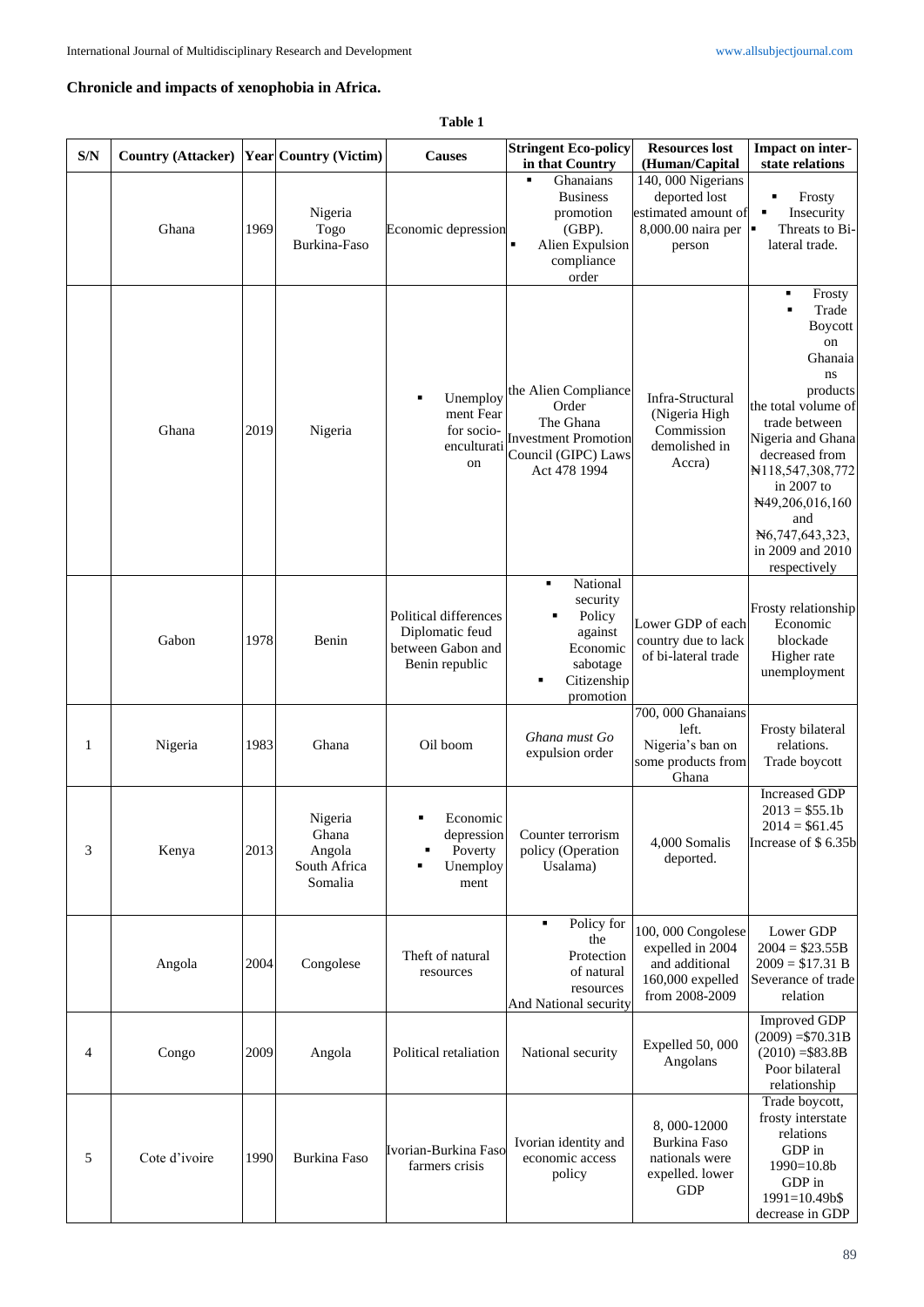**Chronicle and impacts of xenophobia in Africa.**

**Table 1**

| S/N | Country (Attacker) | Year | Country (Victim) | Causes | Stringent Eco-policy in that Country | Resources lost (Human/Capital | Impact on inter-state relations |
|---|---|---|---|---|---|---|---|
| | Ghana | 1969 | Nigeria Togo Burkina-Faso | Economic depression | ▪ Ghanaians Business promotion (GBP). ▪ Alien Expulsion compliance order | 140, 000 Nigerians deported lost estimated amount of 8,000.00 naira per person | ▪ Frosty ▪ Insecurity ▪ Threats to Bi-lateral trade. |
| | Ghana | 2019 | Nigeria | ▪ Unemployment Fear for socio-enculturation | the Alien Compliance Order The Ghana Investment Promotion Council (GIPC) Laws Act 478 1994 | Infra-Structural (Nigeria High Commission demolished in Accra) | ▪ Frosty ▪ Trade Boycott on Ghanaians products the total volume of trade between Nigeria and Ghana decreased from ₦118,547,308,772 in 2007 to ₦49,206,016,160 and ₦6,747,643,323, in 2009 and 2010 respectively |
| | Gabon | 1978 | Benin | Political differences Diplomatic feud between Gabon and Benin republic | ▪ National security ▪ Policy against Economic sabotage ▪ Citizenship promotion | Lower GDP of each country due to lack of bi-lateral trade | Frosty relationship Economic blockade Higher rate unemployment |
| 1 | Nigeria | 1983 | Ghana | Oil boom | *Ghana must Go* expulsion order | 700, 000 Ghanaians left. Nigeria's ban on some products from Ghana | Frosty bilateral relations. Trade boycott |
| 3 | Kenya | 2013 | Nigeria Ghana Angola South Africa Somalia | ▪ Economic depression ▪ Poverty ▪ Unemployment | Counter terrorism policy (Operation Usalama) | 4,000 Somalis deported. | Increased GDP 2013 = \$55.1b 2014 = \$61.45 Increase of \$ 6.35b |
| | Angola | 2004 | Congolese | Theft of natural resources | ▪ Policy for the Protection of natural resources And National security | 100, 000 Congolese expelled in 2004 and additional 160,000 expelled from 2008-2009 | Lower GDP 2004 = \$23.55B 2009 = \$17.31 B Severance of trade relation |
| 4 | Congo | 2009 | Angola | Political retaliation | National security | Expelled 50, 000 Angolans | Improved GDP (2009) =\$70.31B (2010) =\$83.8B Poor bilateral relationship |
| 5 | Cote d'ivoire | 1990 | Burkina Faso | Ivorian-Burkina Faso farmers crisis | Ivorian identity and economic access policy | 8, 000-12000 Burkina Faso nationals were expelled. lower GDP | Trade boycott, frosty interstate relations GDP in 1990=10.8b GDP in 1991=10.49b\$ decrease in GDP |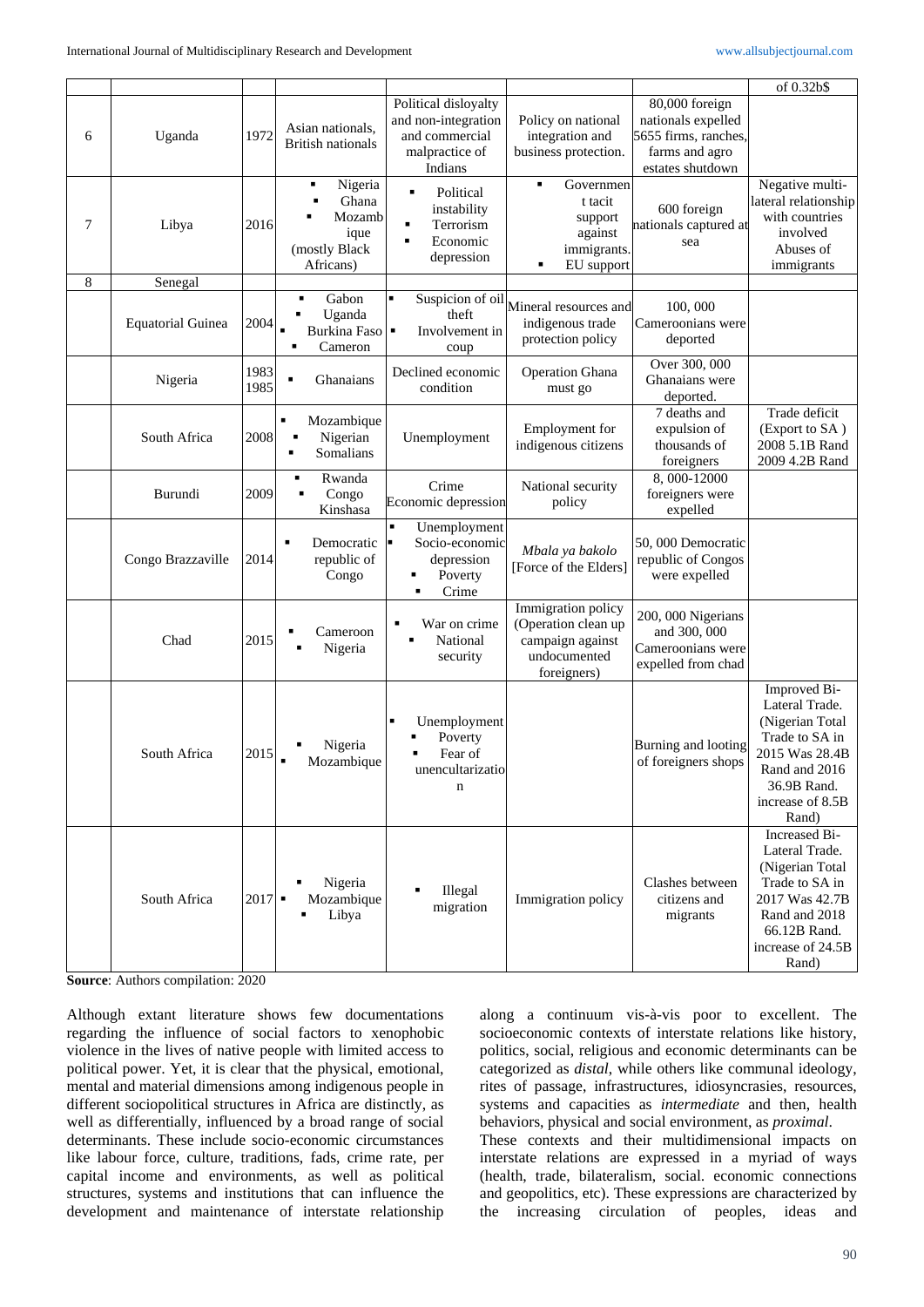| | | | | | | | of 0.32b$ |
|---|---|---|---|---|---|---|---|
| 6 | Uganda | 1972 | Asian nationals, British nationals | Political disloyalty and non-integration and commercial malpractice of Indians | Policy on national integration and business protection. | 80,000 foreign nationals expelled 5655 firms, ranches, farms and agro estates shutdown | |
| 7 | Libya | 2016 | ▪ Nigeria ▪ Ghana ▪ Mozambique (mostly Black Africans) | ▪ Political instability ▪ Terrorism ▪ Economic depression | ▪ Government tacit support against immigrants. ▪ EU support | 600 foreign nationals captured at sea | Negative multi-lateral relationship with countries involved Abuses of immigrants |
| 8 | Senegal | | | | | | |
| | Equatorial Guinea | 2004 | ▪ Gabon ▪ Uganda ▪ Burkina Faso ▪ Cameron | ▪ Suspicion of oil theft ▪ Involvement in coup | Mineral resources and indigenous trade protection policy | 100, 000 Cameroonians were deported | |
| | Nigeria | 1983 1985 | ▪ Ghanaians | Declined economic condition | Operation Ghana must go | Over 300, 000 Ghanaians were deported. | |
| | South Africa | 2008 | ▪ Mozambique ▪ Nigerian ▪ Somalians | Unemployment | Employment for indigenous citizens | 7 deaths and expulsion of thousands of foreigners | Trade deficit (Export to SA ) 2008 5.1B Rand 2009 4.2B Rand |
| | Burundi | 2009 | ▪ Rwanda ▪ Congo Kinshasa | Crime Economic depression | National security policy | 8, 000-12000 foreigners were expelled | |
| | Congo Brazzaville | 2014 | ▪ Democratic republic of Congo | ▪ Unemployment ▪ Socio-economic depression ▪ Poverty ▪ Crime | *Mbala ya bakolo* [Force of the Elders] | 50, 000 Democratic republic of Congos were expelled | |
| | Chad | 2015 | ▪ Cameroon ▪ Nigeria | ▪ War on crime ▪ National security | Immigration policy (Operation clean up campaign against undocumented foreigners) | 200, 000 Nigerians and 300, 000 Cameroonians were expelled from chad | |
| | South Africa | 2015 | ▪ Nigeria ▪ Mozambique | ▪ Unemployment ▪ Poverty ▪ Fear of unenculturatization | | Burning and looting of foreigners shops | Improved Bi-Lateral Trade. (Nigerian Total Trade to SA in 2015 Was 28.4B Rand and 2016 36.9B Rand. increase of 8.5B Rand) |
| | South Africa | 2017 | ▪ Nigeria ▪ Mozambique ▪ Libya | ▪ Illegal migration | Immigration policy | Clashes between citizens and migrants | Increased Bi-Lateral Trade. (Nigerian Total Trade to SA in 2017 Was 42.7B Rand and 2018 66.12B Rand. increase of 24.5B Rand) |

**Source**: Authors compilation: 2020

Although extant literature shows few documentations regarding the influence of social factors to xenophobic violence in the lives of native people with limited access to political power. Yet, it is clear that the physical, emotional, mental and material dimensions among indigenous people in different sociopolitical structures in Africa are distinctly, as well as differentially, influenced by a broad range of social determinants. These include socio-economic circumstances like labour force, culture, traditions, fads, crime rate, per capital income and environments, as well as political structures, systems and institutions that can influence the development and maintenance of interstate relationship along a continuum vis-à-vis poor to excellent. The socioeconomic contexts of interstate relations like history, politics, social, religious and economic determinants can be categorized as *distal*, while others like communal ideology, rites of passage, infrastructures, idiosyncrasies, resources, systems and capacities as *intermediate* and then, health behaviors, physical and social environment, as *proximal*.

These contexts and their multidimensional impacts on interstate relations are expressed in a myriad of ways (health, trade, bilateralism, social. economic connections and geopolitics, etc). These expressions are characterized by the increasing circulation of peoples, ideas and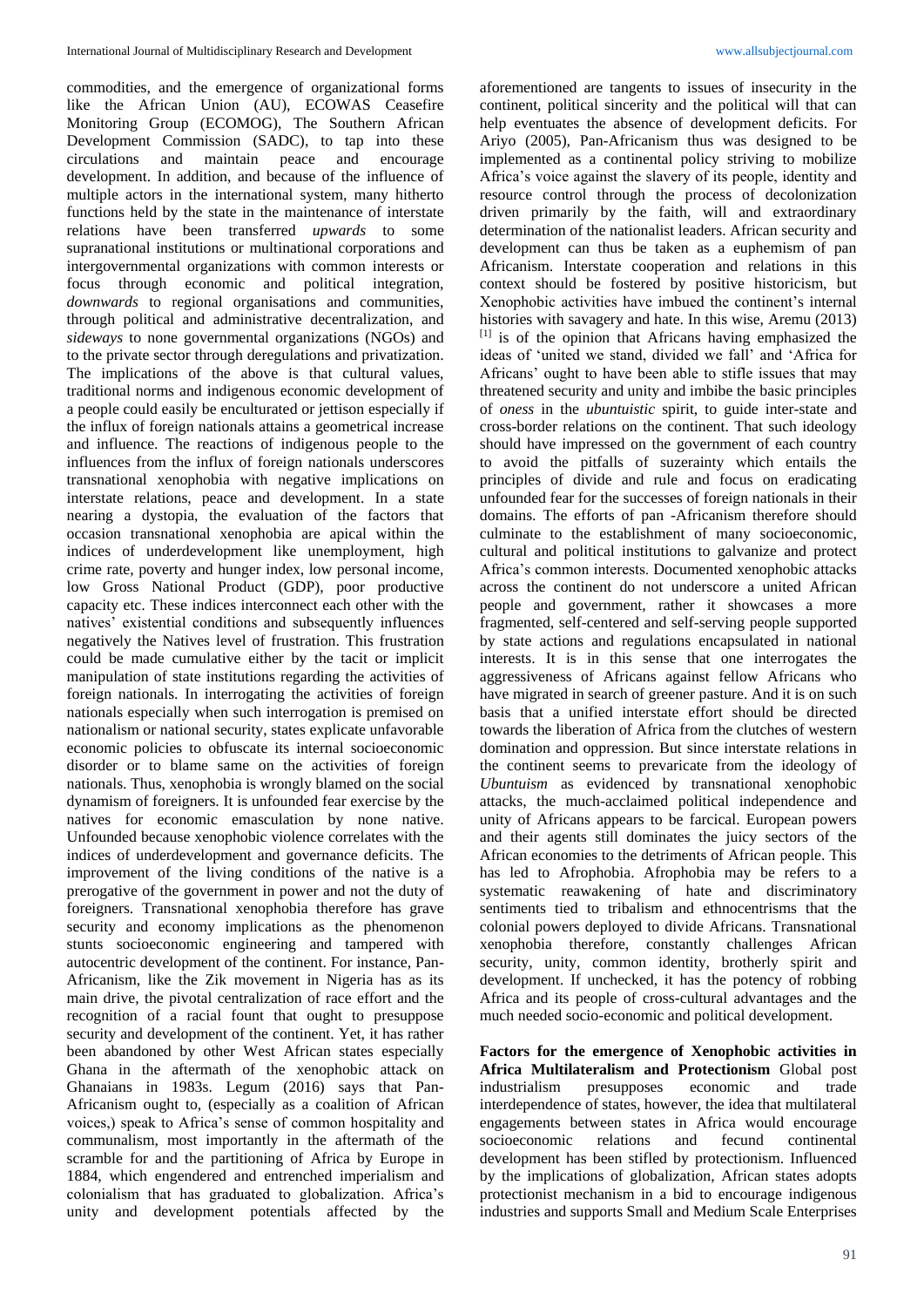commodities, and the emergence of organizational forms like the African Union (AU), ECOWAS Ceasefire Monitoring Group (ECOMOG), The Southern African Development Commission (SADC), to tap into these circulations and maintain peace and encourage development. In addition, and because of the influence of multiple actors in the international system, many hitherto functions held by the state in the maintenance of interstate relations have been transferred *upwards* to some supranational institutions or multinational corporations and intergovernmental organizations with common interests or focus through economic and political integration, *downwards* to regional organisations and communities, through political and administrative decentralization, and *sideways* to none governmental organizations (NGOs) and to the private sector through deregulations and privatization. The implications of the above is that cultural values, traditional norms and indigenous economic development of a people could easily be enculturated or jettison especially if the influx of foreign nationals attains a geometrical increase and influence. The reactions of indigenous people to the influences from the influx of foreign nationals underscores transnational xenophobia with negative implications on interstate relations, peace and development. In a state nearing a dystopia, the evaluation of the factors that occasion transnational xenophobia are apical within the indices of underdevelopment like unemployment, high crime rate, poverty and hunger index, low personal income, low Gross National Product (GDP), poor productive capacity etc. These indices interconnect each other with the natives' existential conditions and subsequently influences negatively the Natives level of frustration. This frustration could be made cumulative either by the tacit or implicit manipulation of state institutions regarding the activities of foreign nationals. In interrogating the activities of foreign nationals especially when such interrogation is premised on nationalism or national security, states explicate unfavorable economic policies to obfuscate its internal socioeconomic disorder or to blame same on the activities of foreign nationals. Thus, xenophobia is wrongly blamed on the social dynamism of foreigners. It is unfounded fear exercise by the natives for economic emasculation by none native. Unfounded because xenophobic violence correlates with the indices of underdevelopment and governance deficits. The improvement of the living conditions of the native is a prerogative of the government in power and not the duty of foreigners. Transnational xenophobia therefore has grave security and economy implications as the phenomenon stunts socioeconomic engineering and tampered with autocentric development of the continent. For instance, Pan-Africanism, like the Zik movement in Nigeria has as its main drive, the pivotal centralization of race effort and the recognition of a racial fount that ought to presuppose security and development of the continent. Yet, it has rather been abandoned by other West African states especially Ghana in the aftermath of the xenophobic attack on Ghanaians in 1983s. Legum (2016) says that Pan-Africanism ought to, (especially as a coalition of African voices,) speak to Africa's sense of common hospitality and communalism, most importantly in the aftermath of the scramble for and the partitioning of Africa by Europe in 1884, which engendered and entrenched imperialism and colonialism that has graduated to globalization. Africa's unity and development potentials affected by the aforementioned are tangents to issues of insecurity in the continent, political sincerity and the political will that can help eventuates the absence of development deficits. For Ariyo (2005), Pan-Africanism thus was designed to be implemented as a continental policy striving to mobilize Africa's voice against the slavery of its people, identity and resource control through the process of decolonization driven primarily by the faith, will and extraordinary determination of the nationalist leaders. African security and development can thus be taken as a euphemism of pan Africanism. Interstate cooperation and relations in this context should be fostered by positive historicism, but Xenophobic activities have imbued the continent's internal histories with savagery and hate. In this wise, Aremu (2013) [1] is of the opinion that Africans having emphasized the ideas of 'united we stand, divided we fall' and 'Africa for Africans' ought to have been able to stifle issues that may threatened security and unity and imbibe the basic principles of *oness* in the *ubuntuistic* spirit, to guide inter-state and cross-border relations on the continent. That such ideology should have impressed on the government of each country to avoid the pitfalls of suzerainty which entails the principles of divide and rule and focus on eradicating unfounded fear for the successes of foreign nationals in their domains. The efforts of pan -Africanism therefore should culminate to the establishment of many socioeconomic, cultural and political institutions to galvanize and protect Africa's common interests. Documented xenophobic attacks across the continent do not underscore a united African people and government, rather it showcases a more fragmented, self-centered and self-serving people supported by state actions and regulations encapsulated in national interests. It is in this sense that one interrogates the aggressiveness of Africans against fellow Africans who have migrated in search of greener pasture. And it is on such basis that a unified interstate effort should be directed towards the liberation of Africa from the clutches of western domination and oppression. But since interstate relations in the continent seems to prevaricate from the ideology of *Ubuntuism* as evidenced by transnational xenophobic attacks, the much-acclaimed political independence and unity of Africans appears to be farcical. European powers and their agents still dominates the juicy sectors of the African economies to the detriments of African people. This has led to Afrophobia. Afrophobia may be refers to a systematic reawakening of hate and discriminatory sentiments tied to tribalism and ethnocentrisms that the colonial powers deployed to divide Africans. Transnational xenophobia therefore, constantly challenges African security, unity, common identity, brotherly spirit and development. If unchecked, it has the potency of robbing Africa and its people of cross-cultural advantages and the much needed socio-economic and political development.

**Factors for the emergence of Xenophobic activities in Africa Multilateralism and Protectionism** Global post industrialism presupposes economic and trade interdependence of states, however, the idea that multilateral engagements between states in Africa would encourage socioeconomic relations and fecund continental development has been stifled by protectionism. Influenced by the implications of globalization, African states adopts protectionist mechanism in a bid to encourage indigenous industries and supports Small and Medium Scale Enterprises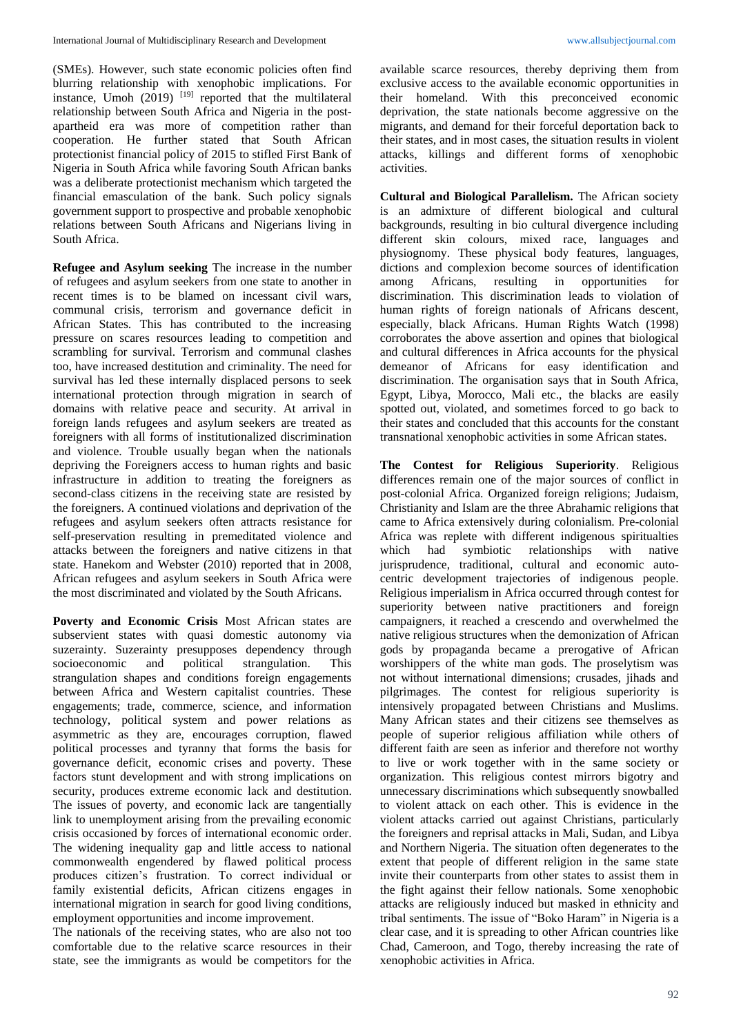(SMEs). However, such state economic policies often find blurring relationship with xenophobic implications. For instance, Umoh (2019) [19] reported that the multilateral relationship between South Africa and Nigeria in the post-apartheid era was more of competition rather than cooperation. He further stated that South African protectionist financial policy of 2015 to stifled First Bank of Nigeria in South Africa while favoring South African banks was a deliberate protectionist mechanism which targeted the financial emasculation of the bank. Such policy signals government support to prospective and probable xenophobic relations between South Africans and Nigerians living in South Africa.

**Refugee and Asylum seeking** The increase in the number of refugees and asylum seekers from one state to another in recent times is to be blamed on incessant civil wars, communal crisis, terrorism and governance deficit in African States. This has contributed to the increasing pressure on scares resources leading to competition and scrambling for survival. Terrorism and communal clashes too, have increased destitution and criminality. The need for survival has led these internally displaced persons to seek international protection through migration in search of domains with relative peace and security. At arrival in foreign lands refugees and asylum seekers are treated as foreigners with all forms of institutionalized discrimination and violence. Trouble usually began when the nationals depriving the Foreigners access to human rights and basic infrastructure in addition to treating the foreigners as second-class citizens in the receiving state are resisted by the foreigners. A continued violations and deprivation of the refugees and asylum seekers often attracts resistance for self-preservation resulting in premeditated violence and attacks between the foreigners and native citizens in that state. Hanekom and Webster (2010) reported that in 2008, African refugees and asylum seekers in South Africa were the most discriminated and violated by the South Africans.

**Poverty and Economic Crisis** Most African states are subservient states with quasi domestic autonomy via suzerainty. Suzerainty presupposes dependency through socioeconomic and political strangulation. This strangulation shapes and conditions foreign engagements between Africa and Western capitalist countries. These engagements; trade, commerce, science, and information technology, political system and power relations as asymmetric as they are, encourages corruption, flawed political processes and tyranny that forms the basis for governance deficit, economic crises and poverty. These factors stunt development and with strong implications on security, produces extreme economic lack and destitution. The issues of poverty, and economic lack are tangentially link to unemployment arising from the prevailing economic crisis occasioned by forces of international economic order. The widening inequality gap and little access to national commonwealth engendered by flawed political process produces citizen's frustration. To correct individual or family existential deficits, African citizens engages in international migration in search for good living conditions, employment opportunities and income improvement.

The nationals of the receiving states, who are also not too comfortable due to the relative scarce resources in their state, see the immigrants as would be competitors for the available scarce resources, thereby depriving them from exclusive access to the available economic opportunities in their homeland. With this preconceived economic deprivation, the state nationals become aggressive on the migrants, and demand for their forceful deportation back to their states, and in most cases, the situation results in violent attacks, killings and different forms of xenophobic activities.

**Cultural and Biological Parallelism.** The African society is an admixture of different biological and cultural backgrounds, resulting in bio cultural divergence including different skin colours, mixed race, languages and physiognomy. These physical body features, languages, dictions and complexion become sources of identification among Africans, resulting in opportunities for discrimination. This discrimination leads to violation of human rights of foreign nationals of Africans descent, especially, black Africans. Human Rights Watch (1998) corroborates the above assertion and opines that biological and cultural differences in Africa accounts for the physical demeanor of Africans for easy identification and discrimination. The organisation says that in South Africa, Egypt, Libya, Morocco, Mali etc., the blacks are easily spotted out, violated, and sometimes forced to go back to their states and concluded that this accounts for the constant transnational xenophobic activities in some African states.

**The Contest for Religious Superiority**. Religious differences remain one of the major sources of conflict in post-colonial Africa. Organized foreign religions; Judaism, Christianity and Islam are the three Abrahamic religions that came to Africa extensively during colonialism. Pre-colonial Africa was replete with different indigenous spiritualties which had symbiotic relationships with native jurisprudence, traditional, cultural and economic auto-centric development trajectories of indigenous people. Religious imperialism in Africa occurred through contest for superiority between native practitioners and foreign campaigners, it reached a crescendo and overwhelmed the native religious structures when the demonization of African gods by propaganda became a prerogative of African worshippers of the white man gods. The proselytism was not without international dimensions; crusades, jihads and pilgrimages. The contest for religious superiority is intensively propagated between Christians and Muslims. Many African states and their citizens see themselves as people of superior religious affiliation while others of different faith are seen as inferior and therefore not worthy to live or work together with in the same society or organization. This religious contest mirrors bigotry and unnecessary discriminations which subsequently snowballed to violent attack on each other. This is evidence in the violent attacks carried out against Christians, particularly the foreigners and reprisal attacks in Mali, Sudan, and Libya and Northern Nigeria. The situation often degenerates to the extent that people of different religion in the same state invite their counterparts from other states to assist them in the fight against their fellow nationals. Some xenophobic attacks are religiously induced but masked in ethnicity and tribal sentiments. The issue of "Boko Haram" in Nigeria is a clear case, and it is spreading to other African countries like Chad, Cameroon, and Togo, thereby increasing the rate of xenophobic activities in Africa.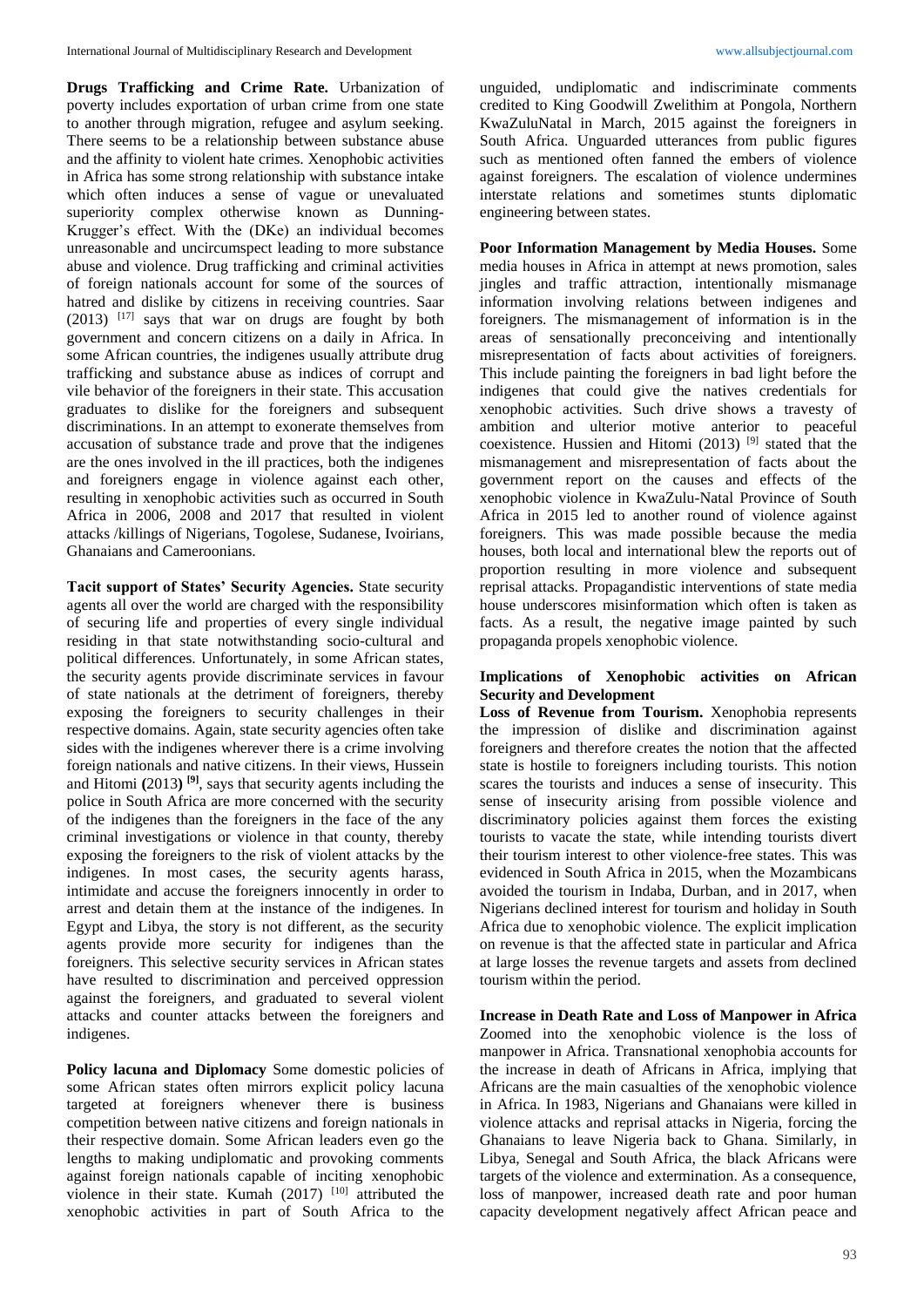**Drugs Trafficking and Crime Rate.** Urbanization of poverty includes exportation of urban crime from one state to another through migration, refugee and asylum seeking. There seems to be a relationship between substance abuse and the affinity to violent hate crimes. Xenophobic activities in Africa has some strong relationship with substance intake which often induces a sense of vague or unevaluated superiority complex otherwise known as Dunning-Krugger's effect. With the (DKe) an individual becomes unreasonable and uncircumspect leading to more substance abuse and violence. Drug trafficking and criminal activities of foreign nationals account for some of the sources of hatred and dislike by citizens in receiving countries. Saar (2013) [17] says that war on drugs are fought by both government and concern citizens on a daily in Africa. In some African countries, the indigenes usually attribute drug trafficking and substance abuse as indices of corrupt and vile behavior of the foreigners in their state. This accusation graduates to dislike for the foreigners and subsequent discriminations. In an attempt to exonerate themselves from accusation of substance trade and prove that the indigenes are the ones involved in the ill practices, both the indigenes and foreigners engage in violence against each other, resulting in xenophobic activities such as occurred in South Africa in 2006, 2008 and 2017 that resulted in violent attacks /killings of Nigerians, Togolese, Sudanese, Ivoirians, Ghanaians and Cameroonians.

**Tacit support of States' Security Agencies.** State security agents all over the world are charged with the responsibility of securing life and properties of every single individual residing in that state notwithstanding socio-cultural and political differences. Unfortunately, in some African states, the security agents provide discriminate services in favour of state nationals at the detriment of foreigners, thereby exposing the foreigners to security challenges in their respective domains. Again, state security agencies often take sides with the indigenes wherever there is a crime involving foreign nationals and native citizens. In their views, Hussein and Hitomi **(**2013**)** **[9]**, says that security agents including the police in South Africa are more concerned with the security of the indigenes than the foreigners in the face of the any criminal investigations or violence in that county, thereby exposing the foreigners to the risk of violent attacks by the indigenes. In most cases, the security agents harass, intimidate and accuse the foreigners innocently in order to arrest and detain them at the instance of the indigenes. In Egypt and Libya, the story is not different, as the security agents provide more security for indigenes than the foreigners. This selective security services in African states have resulted to discrimination and perceived oppression against the foreigners, and graduated to several violent attacks and counter attacks between the foreigners and indigenes.

**Policy lacuna and Diplomacy** Some domestic policies of some African states often mirrors explicit policy lacuna targeted at foreigners whenever there is business competition between native citizens and foreign nationals in their respective domain. Some African leaders even go the lengths to making undiplomatic and provoking comments against foreign nationals capable of inciting xenophobic violence in their state. Kumah (2017) [10] attributed the xenophobic activities in part of South Africa to the unguided, undiplomatic and indiscriminate comments credited to King Goodwill Zwelithim at Pongola, Northern KwaZuluNatal in March, 2015 against the foreigners in South Africa. Unguarded utterances from public figures such as mentioned often fanned the embers of violence against foreigners. The escalation of violence undermines interstate relations and sometimes stunts diplomatic engineering between states.

**Poor Information Management by Media Houses.** Some media houses in Africa in attempt at news promotion, sales jingles and traffic attraction, intentionally mismanage information involving relations between indigenes and foreigners. The mismanagement of information is in the areas of sensationally preconceiving and intentionally misrepresentation of facts about activities of foreigners. This include painting the foreigners in bad light before the indigenes that could give the natives credentials for xenophobic activities. Such drive shows a travesty of ambition and ulterior motive anterior to peaceful coexistence. Hussien and Hitomi (2013) [9] stated that the mismanagement and misrepresentation of facts about the government report on the causes and effects of the xenophobic violence in KwaZulu-Natal Province of South Africa in 2015 led to another round of violence against foreigners. This was made possible because the media houses, both local and international blew the reports out of proportion resulting in more violence and subsequent reprisal attacks. Propagandistic interventions of state media house underscores misinformation which often is taken as facts. As a result, the negative image painted by such propaganda propels xenophobic violence.

### Implications of Xenophobic activities on African Security and Development

**Loss of Revenue from Tourism.** Xenophobia represents the impression of dislike and discrimination against foreigners and therefore creates the notion that the affected state is hostile to foreigners including tourists. This notion scares the tourists and induces a sense of insecurity. This sense of insecurity arising from possible violence and discriminatory policies against them forces the existing tourists to vacate the state, while intending tourists divert their tourism interest to other violence-free states. This was evidenced in South Africa in 2015, when the Mozambicans avoided the tourism in Indaba, Durban, and in 2017, when Nigerians declined interest for tourism and holiday in South Africa due to xenophobic violence. The explicit implication on revenue is that the affected state in particular and Africa at large losses the revenue targets and assets from declined tourism within the period.

**Increase in Death Rate and Loss of Manpower in Africa** Zoomed into the xenophobic violence is the loss of manpower in Africa. Transnational xenophobia accounts for the increase in death of Africans in Africa, implying that Africans are the main casualties of the xenophobic violence in Africa. In 1983, Nigerians and Ghanaians were killed in violence attacks and reprisal attacks in Nigeria, forcing the Ghanaians to leave Nigeria back to Ghana. Similarly, in Libya, Senegal and South Africa, the black Africans were targets of the violence and extermination. As a consequence, loss of manpower, increased death rate and poor human capacity development negatively affect African peace and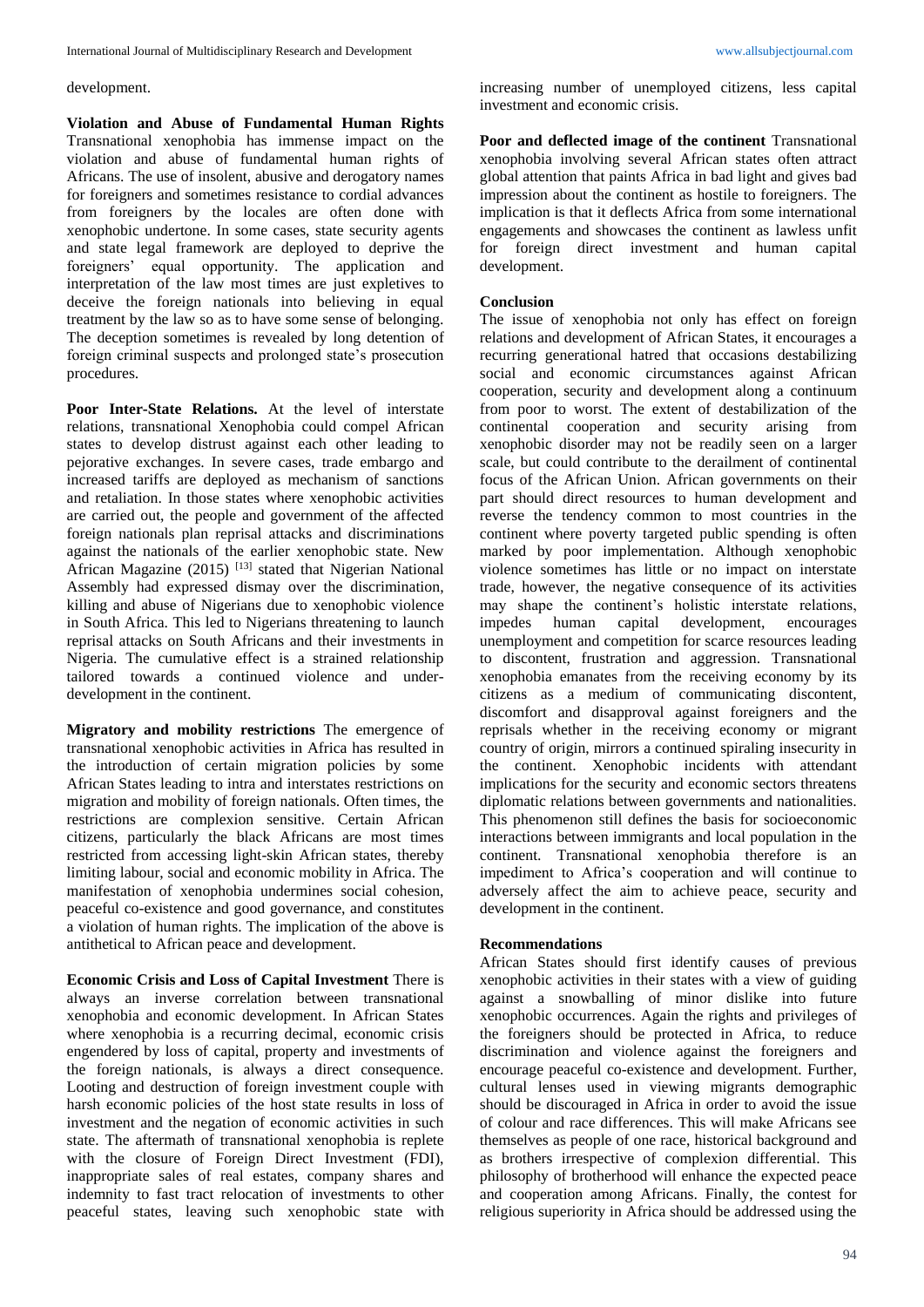development.

**Violation and Abuse of Fundamental Human Rights** Transnational xenophobia has immense impact on the violation and abuse of fundamental human rights of Africans. The use of insolent, abusive and derogatory names for foreigners and sometimes resistance to cordial advances from foreigners by the locales are often done with xenophobic undertone. In some cases, state security agents and state legal framework are deployed to deprive the foreigners' equal opportunity. The application and interpretation of the law most times are just expletives to deceive the foreign nationals into believing in equal treatment by the law so as to have some sense of belonging. The deception sometimes is revealed by long detention of foreign criminal suspects and prolonged state's prosecution procedures.

**Poor Inter-State Relations.** At the level of interstate relations, transnational Xenophobia could compel African states to develop distrust against each other leading to pejorative exchanges. In severe cases, trade embargo and increased tariffs are deployed as mechanism of sanctions and retaliation. In those states where xenophobic activities are carried out, the people and government of the affected foreign nationals plan reprisal attacks and discriminations against the nationals of the earlier xenophobic state. New African Magazine (2015) [13] stated that Nigerian National Assembly had expressed dismay over the discrimination, killing and abuse of Nigerians due to xenophobic violence in South Africa. This led to Nigerians threatening to launch reprisal attacks on South Africans and their investments in Nigeria. The cumulative effect is a strained relationship tailored towards a continued violence and under-development in the continent.

**Migratory and mobility restrictions** The emergence of transnational xenophobic activities in Africa has resulted in the introduction of certain migration policies by some African States leading to intra and interstates restrictions on migration and mobility of foreign nationals. Often times, the restrictions are complexion sensitive. Certain African citizens, particularly the black Africans are most times restricted from accessing light-skin African states, thereby limiting labour, social and economic mobility in Africa. The manifestation of xenophobia undermines social cohesion, peaceful co-existence and good governance, and constitutes a violation of human rights. The implication of the above is antithetical to African peace and development.

**Economic Crisis and Loss of Capital Investment** There is always an inverse correlation between transnational xenophobia and economic development. In African States where xenophobia is a recurring decimal, economic crisis engendered by loss of capital, property and investments of the foreign nationals, is always a direct consequence. Looting and destruction of foreign investment couple with harsh economic policies of the host state results in loss of investment and the negation of economic activities in such state. The aftermath of transnational xenophobia is replete with the closure of Foreign Direct Investment (FDI), inappropriate sales of real estates, company shares and indemnity to fast tract relocation of investments to other peaceful states, leaving such xenophobic state with increasing number of unemployed citizens, less capital investment and economic crisis.

**Poor and deflected image of the continent** Transnational xenophobia involving several African states often attract global attention that paints Africa in bad light and gives bad impression about the continent as hostile to foreigners. The implication is that it deflects Africa from some international engagements and showcases the continent as lawless unfit for foreign direct investment and human capital development.

## Conclusion

The issue of xenophobia not only has effect on foreign relations and development of African States, it encourages a recurring generational hatred that occasions destabilizing social and economic circumstances against African cooperation, security and development along a continuum from poor to worst. The extent of destabilization of the continental cooperation and security arising from xenophobic disorder may not be readily seen on a larger scale, but could contribute to the derailment of continental focus of the African Union. African governments on their part should direct resources to human development and reverse the tendency common to most countries in the continent where poverty targeted public spending is often marked by poor implementation. Although xenophobic violence sometimes has little or no impact on interstate trade, however, the negative consequence of its activities may shape the continent's holistic interstate relations, impedes human capital development, encourages unemployment and competition for scarce resources leading to discontent, frustration and aggression. Transnational xenophobia emanates from the receiving economy by its citizens as a medium of communicating discontent, discomfort and disapproval against foreigners and the reprisals whether in the receiving economy or migrant country of origin, mirrors a continued spiraling insecurity in the continent. Xenophobic incidents with attendant implications for the security and economic sectors threatens diplomatic relations between governments and nationalities. This phenomenon still defines the basis for socioeconomic interactions between immigrants and local population in the continent. Transnational xenophobia therefore is an impediment to Africa's cooperation and will continue to adversely affect the aim to achieve peace, security and development in the continent.

## Recommendations

African States should first identify causes of previous xenophobic activities in their states with a view of guiding against a snowballing of minor dislike into future xenophobic occurrences. Again the rights and privileges of the foreigners should be protected in Africa, to reduce discrimination and violence against the foreigners and encourage peaceful co-existence and development. Further, cultural lenses used in viewing migrants demographic should be discouraged in Africa in order to avoid the issue of colour and race differences. This will make Africans see themselves as people of one race, historical background and as brothers irrespective of complexion differential. This philosophy of brotherhood will enhance the expected peace and cooperation among Africans. Finally, the contest for religious superiority in Africa should be addressed using the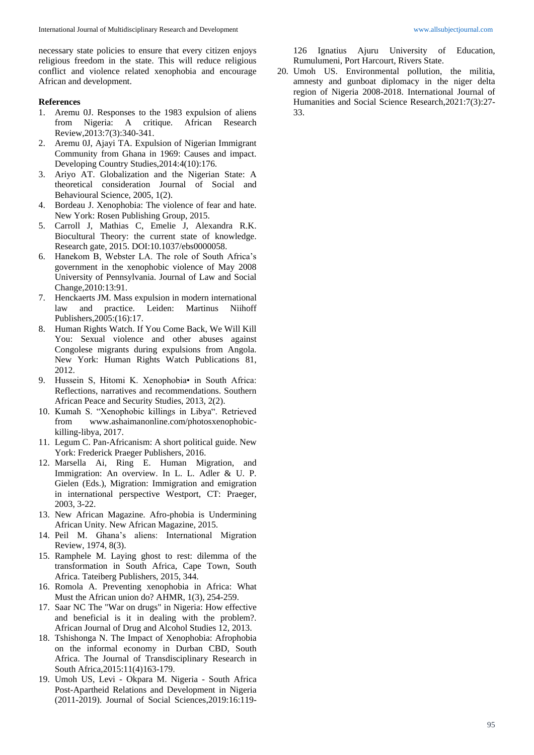necessary state policies to ensure that every citizen enjoys religious freedom in the state. This will reduce religious conflict and violence related xenophobia and encourage African and development.

## References

1. Aremu 0J. Responses to the 1983 expulsion of aliens from Nigeria: A critique. African Research Review,2013:7(3):340-341.
2. Aremu 0J, Ajayi TA. Expulsion of Nigerian Immigrant Community from Ghana in 1969: Causes and impact. Developing Country Studies,2014:4(10):176.
3. Ariyo AT. Globalization and the Nigerian State: A theoretical consideration Journal of Social and Behavioural Science, 2005, 1(2).
4. Bordeau J. Xenophobia: The violence of fear and hate. New York: Rosen Publishing Group, 2015.
5. Carroll J, Mathias C, Emelie J, Alexandra R.K. Biocultural Theory: the current state of knowledge. Research gate, 2015. DOI:10.1037/ebs0000058.
6. Hanekom B, Webster LA. The role of South Africa's government in the xenophobic violence of May 2008 University of Pennsylvania. Journal of Law and Social Change,2010:13:91.
7. Henckaerts JM. Mass expulsion in modern international law and practice. Leiden: Martinus Niihoff Publishers,2005:(16):17.
8. Human Rights Watch. If You Come Back, We Will Kill You: Sexual violence and other abuses against Congolese migrants during expulsions from Angola. New York: Human Rights Watch Publications 81, 2012.
9. Hussein S, Hitomi K. Xenophobia• in South Africa: Reflections, narratives and recommendations. Southern African Peace and Security Studies, 2013, 2(2).
10. Kumah S. "Xenophobic killings in Libya". Retrieved from www.ashaimanonline.com/photosxenophobic-killing-libya, 2017.
11. Legum C. Pan-Africanism: A short political guide. New York: Frederick Praeger Publishers, 2016.
12. Marsella Ai, Ring E. Human Migration, and Immigration: An overview. In L. L. Adler & U. P. Gielen (Eds.), Migration: Immigration and emigration in international perspective Westport, CT: Praeger, 2003, 3-22.
13. New African Magazine. Afro-phobia is Undermining African Unity. New African Magazine, 2015.
14. Peil M. Ghana's aliens: International Migration Review, 1974, 8(3).
15. Ramphele M. Laying ghost to rest: dilemma of the transformation in South Africa, Cape Town, South Africa. Tateiberg Publishers, 2015, 344.
16. Romola A. Preventing xenophobia in Africa: What Must the African union do? AHMR, 1(3), 254-259.
17. Saar NC The "War on drugs" in Nigeria: How effective and beneficial is it in dealing with the problem?. African Journal of Drug and Alcohol Studies 12, 2013.
18. Tshishonga N. The Impact of Xenophobia: Afrophobia on the informal economy in Durban CBD, South Africa. The Journal of Transdisciplinary Research in South Africa,2015:11(4)163-179.
19. Umoh US, Levi - Okpara M. Nigeria - South Africa Post-Apartheid Relations and Development in Nigeria (2011-2019). Journal of Social Sciences,2019:16:119-126 Ignatius Ajuru University of Education, Rumulumeni, Port Harcourt, Rivers State.
20. Umoh US. Environmental pollution, the militia, amnesty and gunboat diplomacy in the niger delta region of Nigeria 2008-2018. International Journal of Humanities and Social Science Research,2021:7(3):27-33.